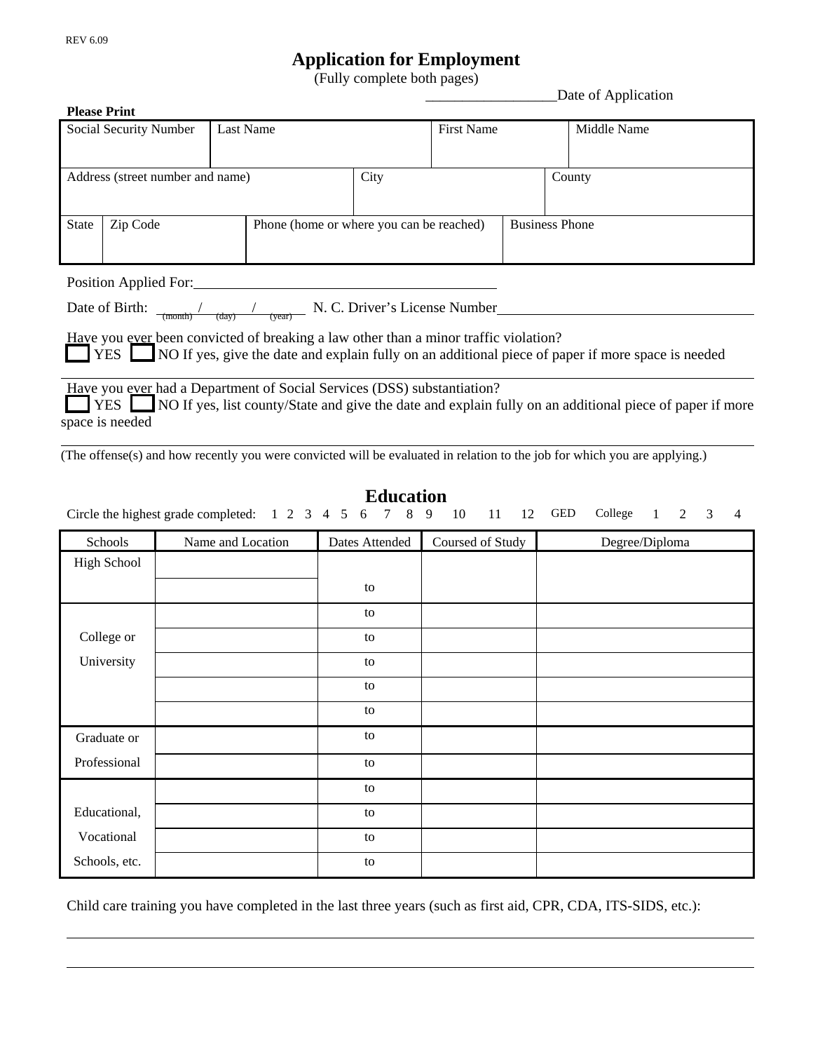REV 6.09

# Application for Employment

(Fully complete both pages)

__________________Date of Application

**Please Print**

| Social Security Number | Last Name | First Name | Middle Name |
|---|---|---|---|
| | | | |

| Address (street number and name) | City | County |
|---|---|---|
| | | |

| State | Zip Code | Phone (home or where you can be reached) | Business Phone |
|---|---|---|---|
| | | | |

Position Applied For:________________________________________

Date of Birth: ____(month) / ____(day) / ____(year) N. C. Driver's License Number________________________________

Have you ever been convicted of breaking a law other than a minor traffic violation?

☐ YES ☐ NO If yes, give the date and explain fully on an additional piece of paper if more space is needed

---

Have you ever had a Department of Social Services (DSS) substantiation?

☐ YES ☐ NO If yes, list county/State and give the date and explain fully on an additional piece of paper if more space is needed

---

(The offense(s) and how recently you were convicted will be evaluated in relation to the job for which you are applying.)

## Education

Circle the highest grade completed: 1 2 3 4 5 6 7 8 9 10 11 12 GED College 1 2 3 4

| Schools | Name and Location | Dates Attended | Coursed of Study | Degree/Diploma |
|---|---|---|---|---|
| High School | | to | | |
| | | | | |
| College or University | | to | | |
| | | to | | |
| | | to | | |
| | | to | | |
| | | to | | |
| Graduate or Professional | | to | | |
| | | to | | |
| Educational, Vocational Schools, etc. | | to | | |
| | | to | | |
| | | to | | |
| | | to | | |

Child care training you have completed in the last three years (such as first aid, CPR, CDA, ITS-SIDS, etc.):

______________________________________________________________________________

______________________________________________________________________________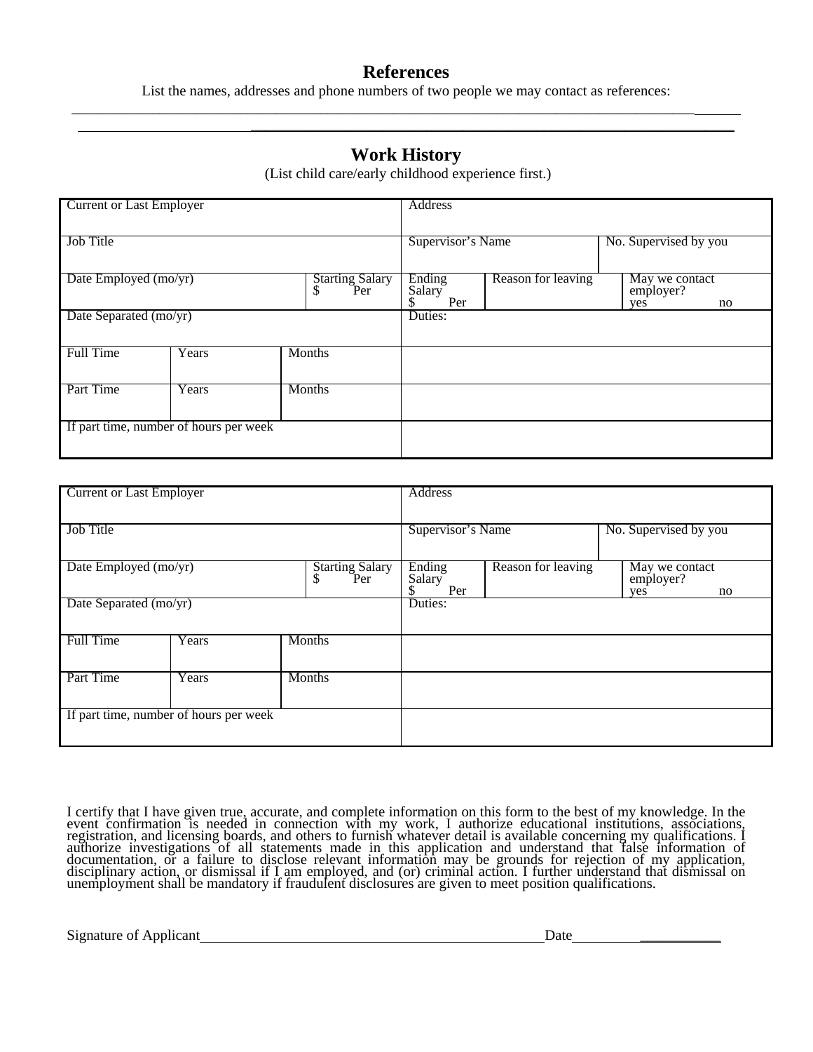## References

List the names, addresses and phone numbers of two people we may contact as references:

______________________________________________________________________________________

______________________________________________________________________________________

## Work History

(List child care/early childhood experience first.)

| | | | | | | |
|---|---|---|---|---|---|---|
| Current or Last Employer | | | Address | | | |
| Job Title | | | Supervisor's Name | | No. Supervised by you | |
| Date Employed (mo/yr) | | Starting Salary $ Per | Ending Salary $ Per | Reason for leaving | May we contact employer? yes no | |
| Date Separated (mo/yr) | | | Duties: | | | |
| Full Time | Years | Months | | | | |
| Part Time | Years | Months | | | | |
| If part time, number of hours per week | | | | | | |

| | | | | | | |
|---|---|---|---|---|---|---|
| Current or Last Employer | | | Address | | | |
| Job Title | | | Supervisor's Name | | No. Supervised by you | |
| Date Employed (mo/yr) | | Starting Salary $ Per | Ending Salary $ Per | Reason for leaving | May we contact employer? yes no | |
| Date Separated (mo/yr) | | | Duties: | | | |
| Full Time | Years | Months | | | | |
| Part Time | Years | Months | | | | |
| If part time, number of hours per week | | | | | | |

I certify that I have given true, accurate, and complete information on this form to the best of my knowledge. In the event confirmation is needed in connection with my work, I authorize educational institutions, associations, registration, and licensing boards, and others to furnish whatever detail is available concerning my qualifications. I authorize investigations of all statements made in this application and understand that false information of documentation, or a failure to disclose relevant information may be grounds for rejection of my application, disciplinary action, or dismissal if I am employed, and (or) criminal action. I further understand that dismissal on unemployment shall be mandatory if fraudulent disclosures are given to meet position qualifications.

Signature of Applicant_____________________________________________ Date____________________